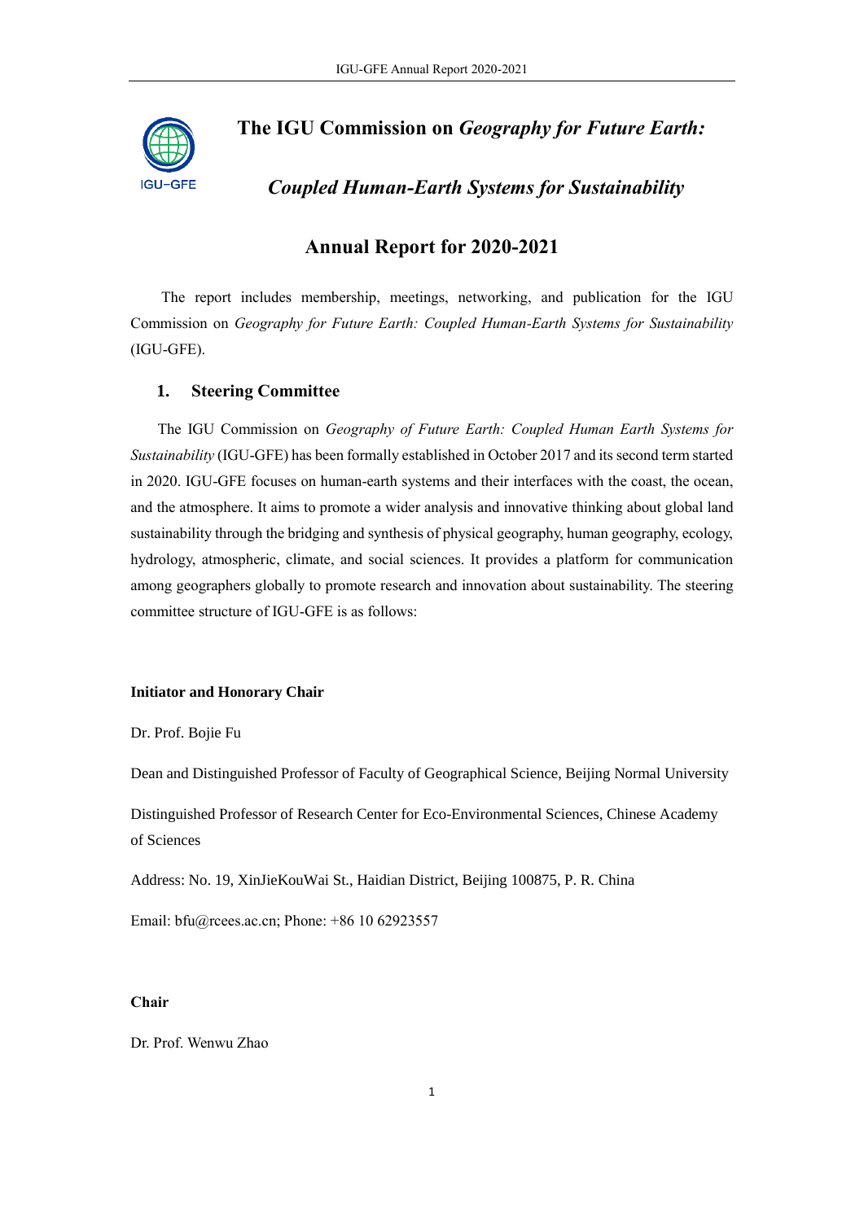# The IGU Commission on *Geography for Future Earth: Coupled Human-Earth Systems for Sustainability*

## Annual Report for 2020-2021

The report includes membership, meetings, networking, and publication for the IGU Commission on *Geography for Future Earth: Coupled Human-Earth Systems for Sustainability* (IGU-GFE).

### 1. Steering Committee

The IGU Commission on *Geography of Future Earth: Coupled Human Earth Systems for Sustainability* (IGU-GFE) has been formally established in October 2017 and its second term started in 2020. IGU-GFE focuses on human-earth systems and their interfaces with the coast, the ocean, and the atmosphere. It aims to promote a wider analysis and innovative thinking about global land sustainability through the bridging and synthesis of physical geography, human geography, ecology, hydrology, atmospheric, climate, and social sciences. It provides a platform for communication among geographers globally to promote research and innovation about sustainability. The steering committee structure of IGU-GFE is as follows:

**Initiator and Honorary Chair**

Dr. Prof. Bojie Fu

Dean and Distinguished Professor of Faculty of Geographical Science, Beijing Normal University

Distinguished Professor of Research Center for Eco-Environmental Sciences, Chinese Academy of Sciences

Address: No. 19, XinJieKouWai St., Haidian District, Beijing 100875, P. R. China

Email: bfu@rcees.ac.cn; Phone: +86 10 62923557

**Chair**

Dr. Prof. Wenwu Zhao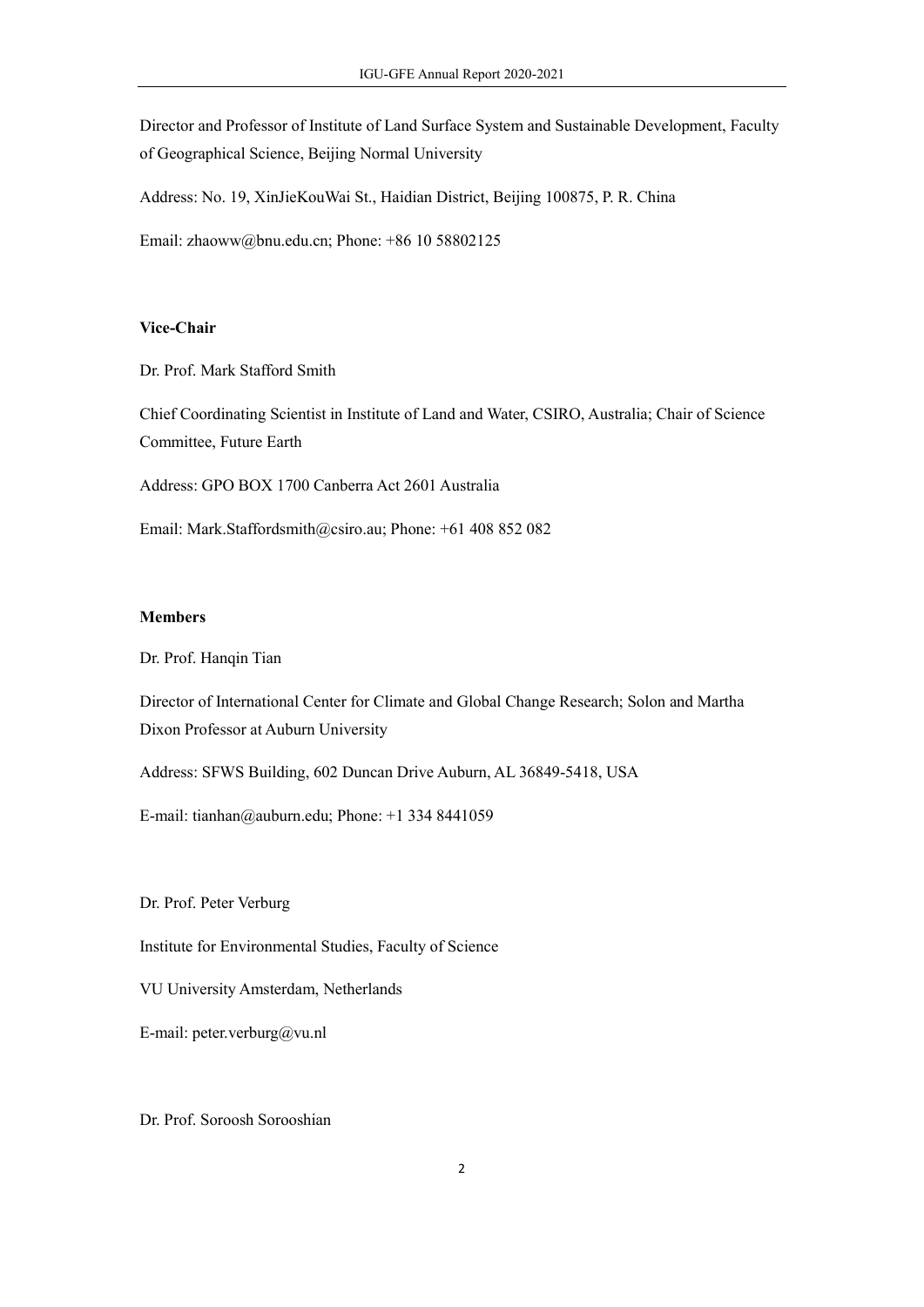Director and Professor of Institute of Land Surface System and Sustainable Development, Faculty of Geographical Science, Beijing Normal University

Address: No. 19, XinJieKouWai St., Haidian District, Beijing 100875, P. R. China

Email: zhaoww@bnu.edu.cn; Phone: +86 10 58802125

**Vice-Chair**

Dr. Prof. Mark Stafford Smith

Chief Coordinating Scientist in Institute of Land and Water, CSIRO, Australia; Chair of Science Committee, Future Earth

Address: GPO BOX 1700 Canberra Act 2601 Australia

Email: Mark.Staffordsmith@csiro.au; Phone: +61 408 852 082

**Members**

Dr. Prof. Hanqin Tian

Director of International Center for Climate and Global Change Research; Solon and Martha Dixon Professor at Auburn University

Address: SFWS Building, 602 Duncan Drive Auburn, AL 36849-5418, USA

E-mail: tianhan@auburn.edu; Phone: +1 334 8441059

Dr. Prof. Peter Verburg

Institute for Environmental Studies, Faculty of Science

VU University Amsterdam, Netherlands

E-mail: peter.verburg@vu.nl

Dr. Prof. Soroosh Sorooshian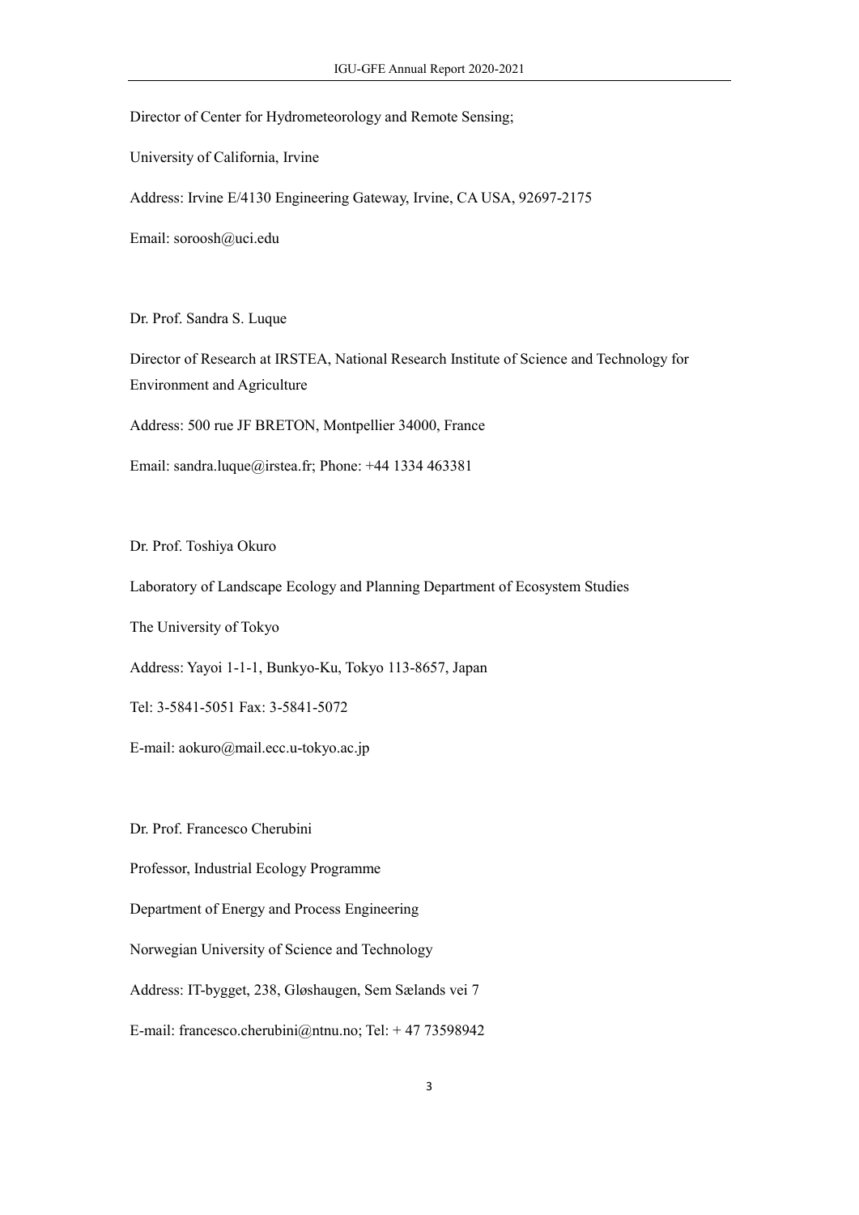Director of Center for Hydrometeorology and Remote Sensing;

University of California, Irvine

Address: Irvine E/4130 Engineering Gateway, Irvine, CA USA, 92697-2175

Email: soroosh@uci.edu

Dr. Prof. Sandra S. Luque

Director of Research at IRSTEA, National Research Institute of Science and Technology for Environment and Agriculture

Address: 500 rue JF BRETON, Montpellier 34000, France

Email: sandra.luque@irstea.fr; Phone: +44 1334 463381

Dr. Prof. Toshiya Okuro

Laboratory of Landscape Ecology and Planning Department of Ecosystem Studies

The University of Tokyo

Address: Yayoi 1-1-1, Bunkyo-Ku, Tokyo 113-8657, Japan

Tel: 3-5841-5051 Fax: 3-5841-5072

E-mail: aokuro@mail.ecc.u-tokyo.ac.jp

Dr. Prof. Francesco Cherubini

Professor, Industrial Ecology Programme

Department of Energy and Process Engineering

Norwegian University of Science and Technology

Address: IT-bygget, 238, Gløshaugen, Sem Sælands vei 7

E-mail: francesco.cherubini@ntnu.no; Tel: + 47 73598942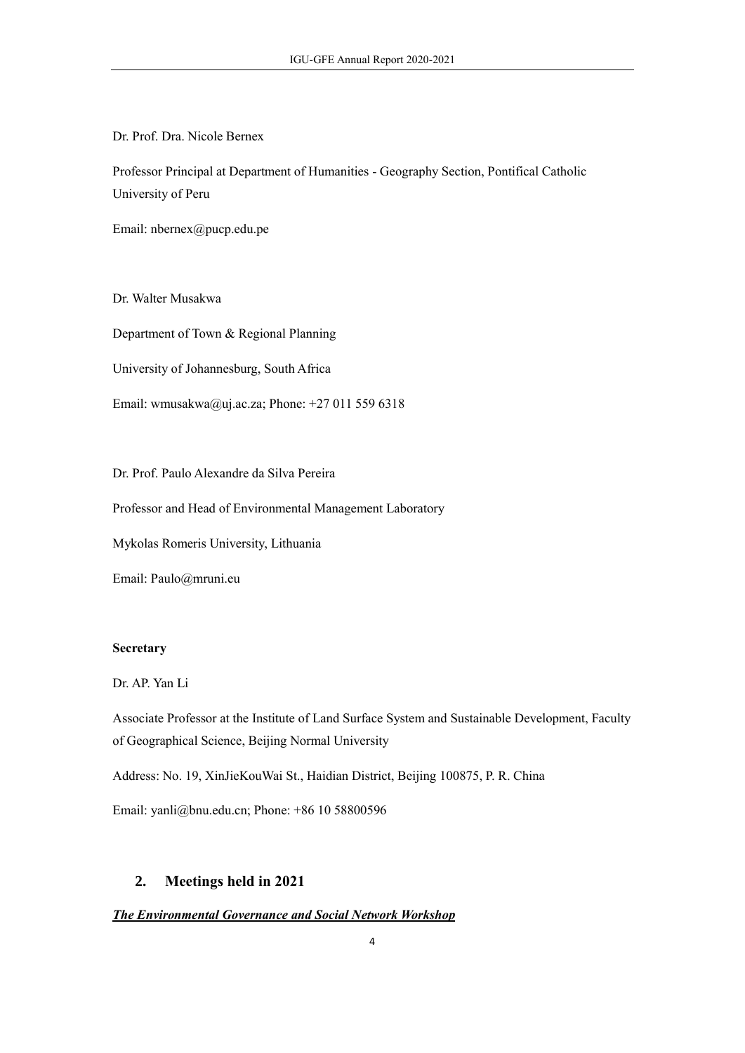Dr. Prof. Dra. Nicole Bernex

Professor Principal at Department of Humanities - Geography Section, Pontifical Catholic University of Peru

Email: nbernex@pucp.edu.pe

Dr. Walter Musakwa

Department of Town & Regional Planning

University of Johannesburg, South Africa

Email: wmusakwa@uj.ac.za; Phone: +27 011 559 6318

Dr. Prof. Paulo Alexandre da Silva Pereira

Professor and Head of Environmental Management Laboratory

Mykolas Romeris University, Lithuania

Email: Paulo@mruni.eu

**Secretary**

Dr. AP. Yan Li

Associate Professor at the Institute of Land Surface System and Sustainable Development, Faculty of Geographical Science, Beijing Normal University

Address: No. 19, XinJieKouWai St., Haidian District, Beijing 100875, P. R. China

Email: yanli@bnu.edu.cn; Phone: +86 10 58800596

## 2. Meetings held in 2021

***The Environmental Governance and Social Network Workshop***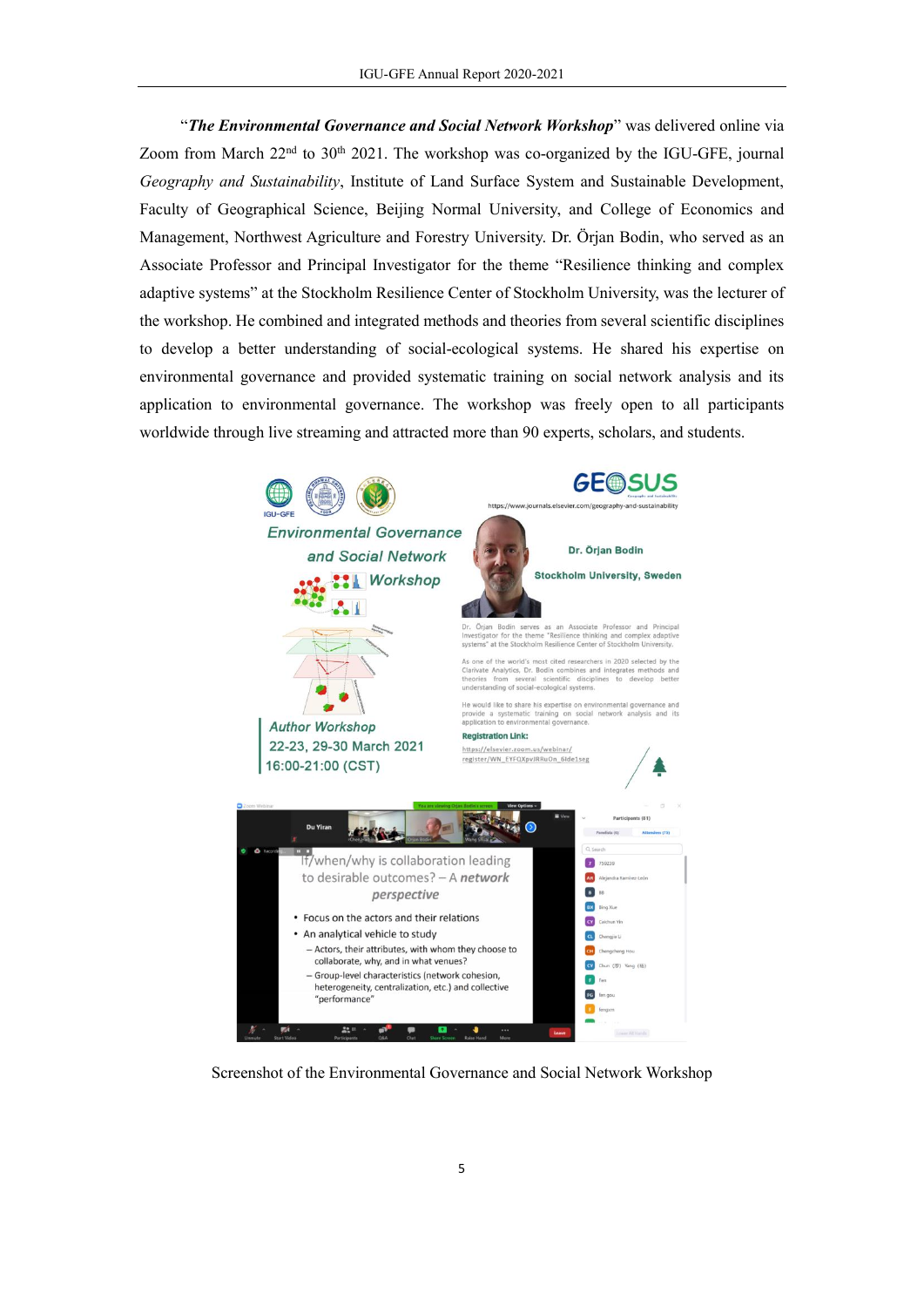"***The Environmental Governance and Social Network Workshop***" was delivered online via Zoom from March 22nd to 30th 2021. The workshop was co-organized by the IGU-GFE, journal *Geography and Sustainability*, Institute of Land Surface System and Sustainable Development, Faculty of Geographical Science, Beijing Normal University, and College of Economics and Management, Northwest Agriculture and Forestry University. Dr. Örjan Bodin, who served as an Associate Professor and Principal Investigator for the theme "Resilience thinking and complex adaptive systems" at the Stockholm Resilience Center of Stockholm University, was the lecturer of the workshop. He combined and integrated methods and theories from several scientific disciplines to develop a better understanding of social-ecological systems. He shared his expertise on environmental governance and provided systematic training on social network analysis and its application to environmental governance. The workshop was freely open to all participants worldwide through live streaming and attracted more than 90 experts, scholars, and students.

Screenshot of the Environmental Governance and Social Network Workshop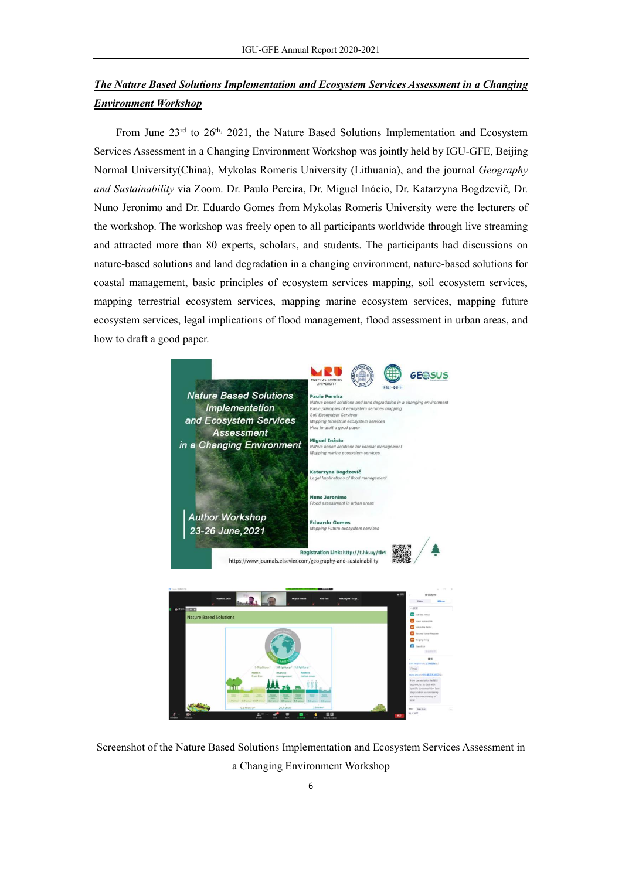***The Nature Based Solutions Implementation and Ecosystem Services Assessment in a Changing Environment Workshop***

From June 23rd to 26th, 2021, the Nature Based Solutions Implementation and Ecosystem Services Assessment in a Changing Environment Workshop was jointly held by IGU-GFE, Beijing Normal University(China), Mykolas Romeris University (Lithuania), and the journal *Geography and Sustainability* via Zoom. Dr. Paulo Pereira, Dr. Miguel Inάcio, Dr. Katarzyna Bogdzevič, Dr. Nuno Jeronimo and Dr. Eduardo Gomes from Mykolas Romeris University were the lecturers of the workshop. The workshop was freely open to all participants worldwide through live streaming and attracted more than 80 experts, scholars, and students. The participants had discussions on nature-based solutions and land degradation in a changing environment, nature-based solutions for coastal management, basic principles of ecosystem services mapping, soil ecosystem services, mapping terrestrial ecosystem services, mapping marine ecosystem services, mapping future ecosystem services, legal implications of flood management, flood assessment in urban areas, and how to draft a good paper.

Screenshot of the Nature Based Solutions Implementation and Ecosystem Services Assessment in a Changing Environment Workshop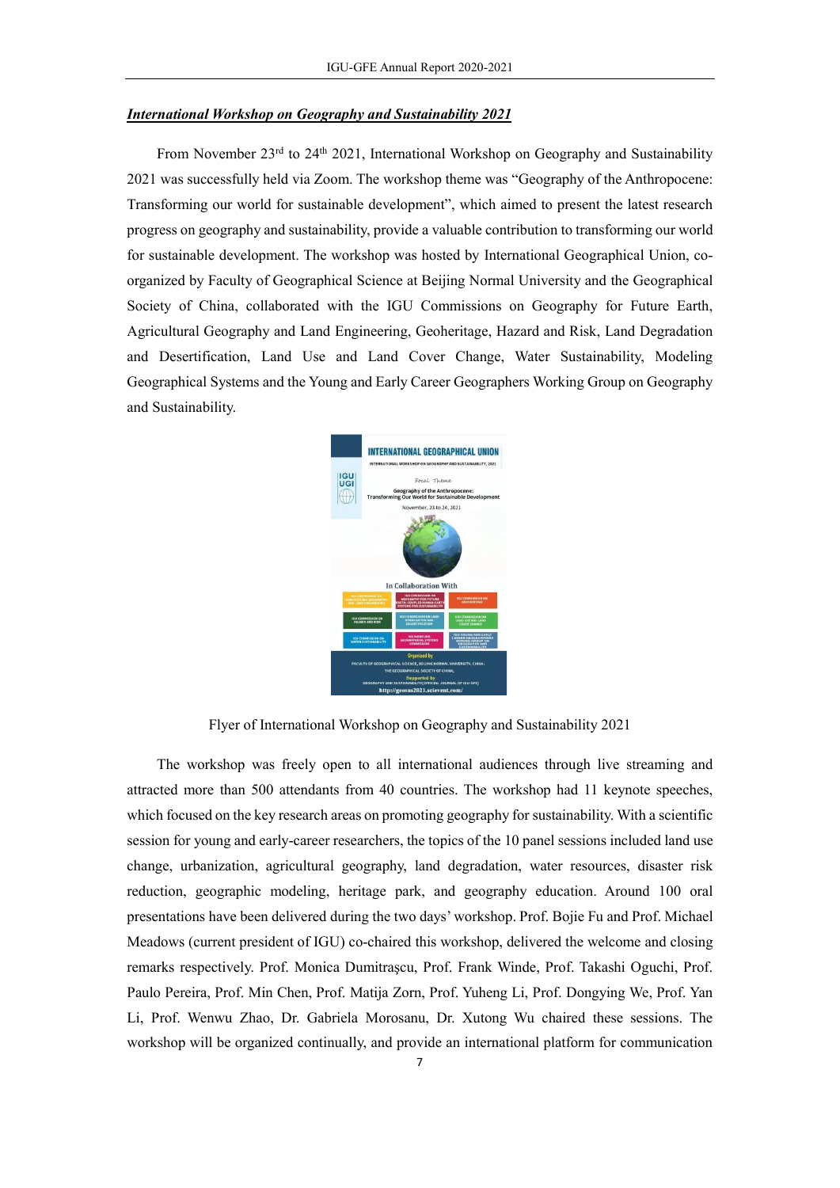***International Workshop on Geography and Sustainability 2021***

From November 23rd to 24th 2021, International Workshop on Geography and Sustainability 2021 was successfully held via Zoom. The workshop theme was "Geography of the Anthropocene: Transforming our world for sustainable development", which aimed to present the latest research progress on geography and sustainability, provide a valuable contribution to transforming our world for sustainable development. The workshop was hosted by International Geographical Union, co-organized by Faculty of Geographical Science at Beijing Normal University and the Geographical Society of China, collaborated with the IGU Commissions on Geography for Future Earth, Agricultural Geography and Land Engineering, Geoheritage, Hazard and Risk, Land Degradation and Desertification, Land Use and Land Cover Change, Water Sustainability, Modeling Geographical Systems and the Young and Early Career Geographers Working Group on Geography and Sustainability.

Flyer of International Workshop on Geography and Sustainability 2021

The workshop was freely open to all international audiences through live streaming and attracted more than 500 attendants from 40 countries. The workshop had 11 keynote speeches, which focused on the key research areas on promoting geography for sustainability. With a scientific session for young and early-career researchers, the topics of the 10 panel sessions included land use change, urbanization, agricultural geography, land degradation, water resources, disaster risk reduction, geographic modeling, heritage park, and geography education. Around 100 oral presentations have been delivered during the two days' workshop. Prof. Bojie Fu and Prof. Michael Meadows (current president of IGU) co-chaired this workshop, delivered the welcome and closing remarks respectively. Prof. Monica Dumitrașcu, Prof. Frank Winde, Prof. Takashi Oguchi, Prof. Paulo Pereira, Prof. Min Chen, Prof. Matija Zorn, Prof. Yuheng Li, Prof. Dongying We, Prof. Yan Li, Prof. Wenwu Zhao, Dr. Gabriela Morosanu, Dr. Xutong Wu chaired these sessions. The workshop will be organized continually, and provide an international platform for communication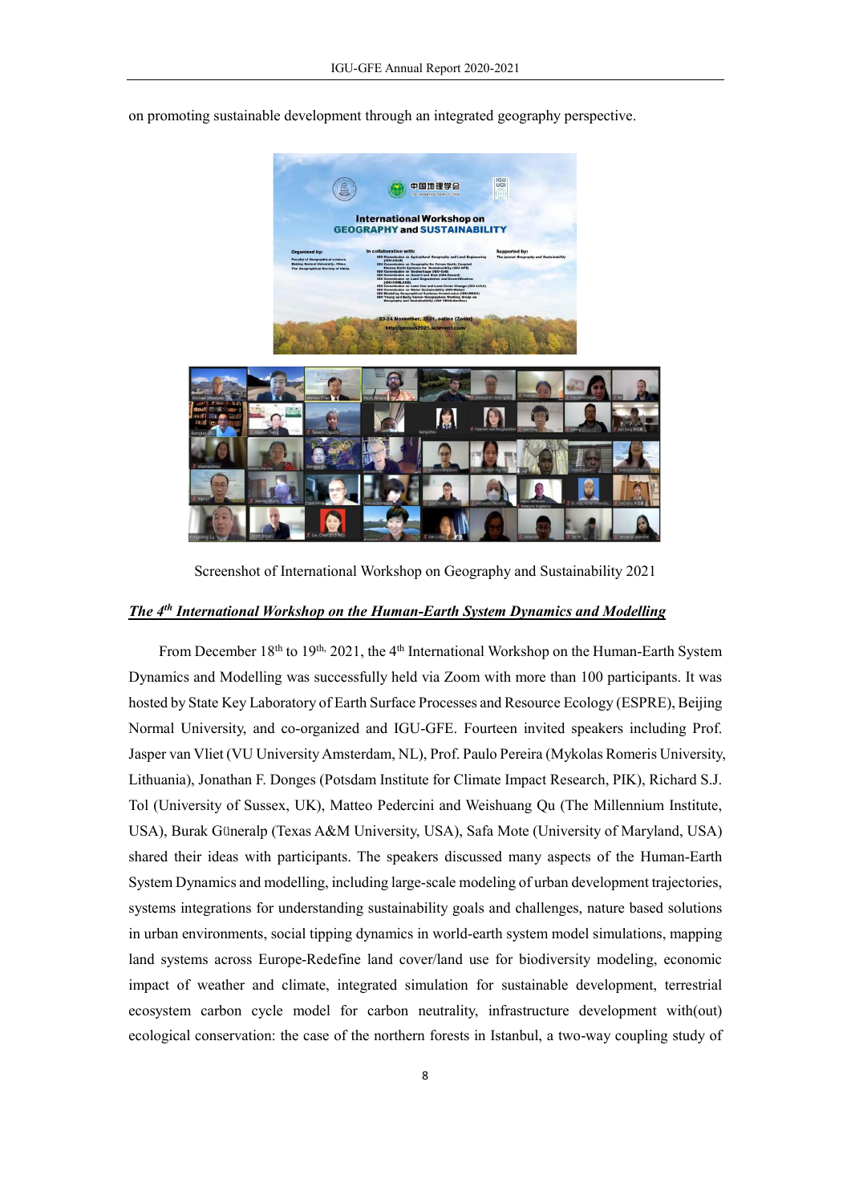on promoting sustainable development through an integrated geography perspective.

Screenshot of International Workshop on Geography and Sustainability 2021

***The 4th International Workshop on the Human-Earth System Dynamics and Modelling***

From December 18th to 19th, 2021, the 4th International Workshop on the Human-Earth System Dynamics and Modelling was successfully held via Zoom with more than 100 participants. It was hosted by State Key Laboratory of Earth Surface Processes and Resource Ecology (ESPRE), Beijing Normal University, and co-organized and IGU-GFE. Fourteen invited speakers including Prof. Jasper van Vliet (VU University Amsterdam, NL), Prof. Paulo Pereira (Mykolas Romeris University, Lithuania), Jonathan F. Donges (Potsdam Institute for Climate Impact Research, PIK), Richard S.J. Tol (University of Sussex, UK), Matteo Pedercini and Weishuang Qu (The Millennium Institute, USA), Burak Güneralp (Texas A&M University, USA), Safa Mote (University of Maryland, USA) shared their ideas with participants. The speakers discussed many aspects of the Human-Earth System Dynamics and modelling, including large-scale modeling of urban development trajectories, systems integrations for understanding sustainability goals and challenges, nature based solutions in urban environments, social tipping dynamics in world-earth system model simulations, mapping land systems across Europe-Redefine land cover/land use for biodiversity modeling, economic impact of weather and climate, integrated simulation for sustainable development, terrestrial ecosystem carbon cycle model for carbon neutrality, infrastructure development with(out) ecological conservation: the case of the northern forests in Istanbul, a two-way coupling study of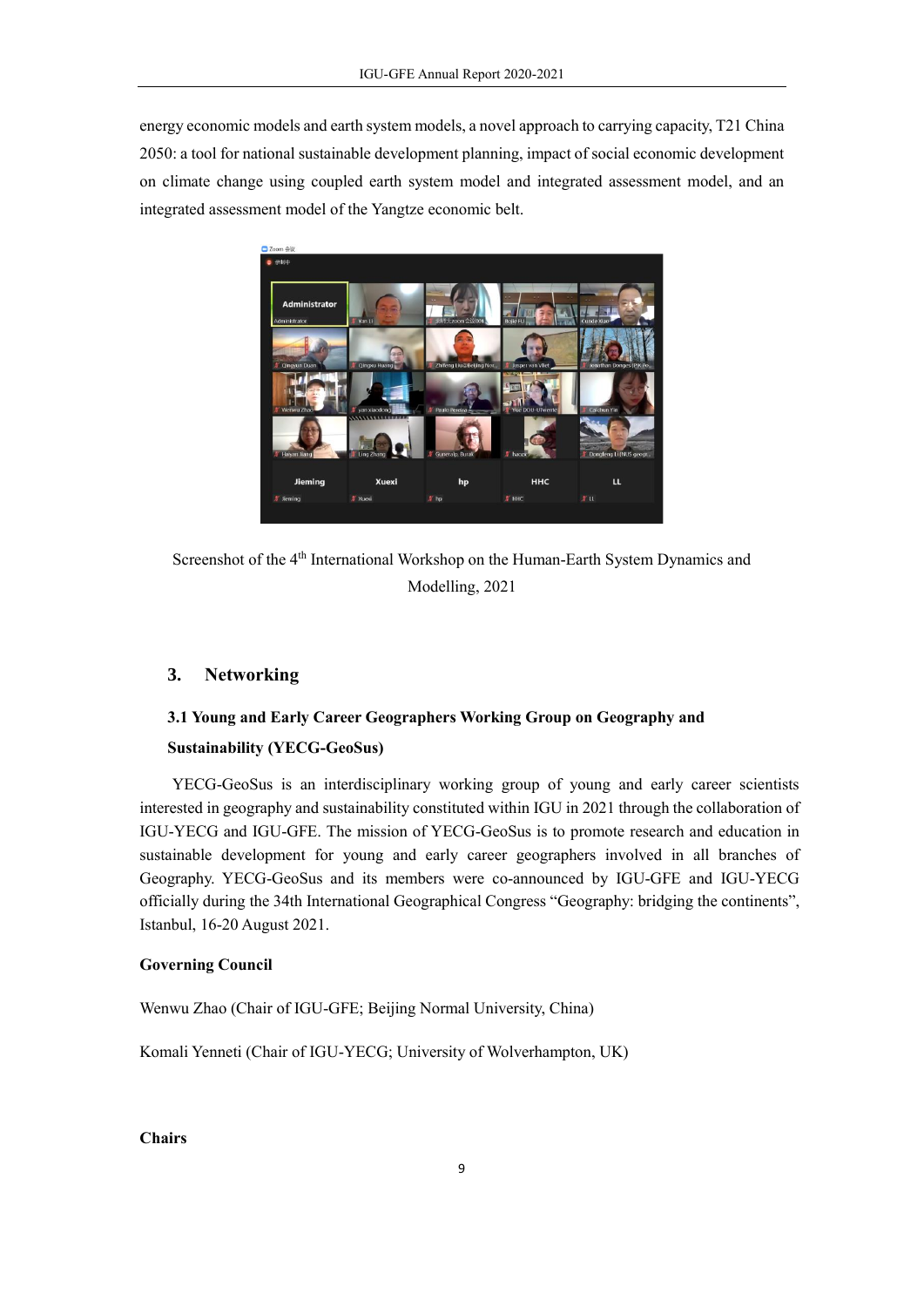energy economic models and earth system models, a novel approach to carrying capacity, T21 China 2050: a tool for national sustainable development planning, impact of social economic development on climate change using coupled earth system model and integrated assessment model, and an integrated assessment model of the Yangtze economic belt.

Screenshot of the 4th International Workshop on the Human-Earth System Dynamics and Modelling, 2021

## 3. Networking

### 3.1 Young and Early Career Geographers Working Group on Geography and Sustainability (YECG-GeoSus)

YECG-GeoSus is an interdisciplinary working group of young and early career scientists interested in geography and sustainability constituted within IGU in 2021 through the collaboration of IGU-YECG and IGU-GFE. The mission of YECG-GeoSus is to promote research and education in sustainable development for young and early career geographers involved in all branches of Geography. YECG-GeoSus and its members were co-announced by IGU-GFE and IGU-YECG officially during the 34th International Geographical Congress "Geography: bridging the continents", Istanbul, 16-20 August 2021.

**Governing Council**

Wenwu Zhao (Chair of IGU-GFE; Beijing Normal University, China)

Komali Yenneti (Chair of IGU-YECG; University of Wolverhampton, UK)

**Chairs**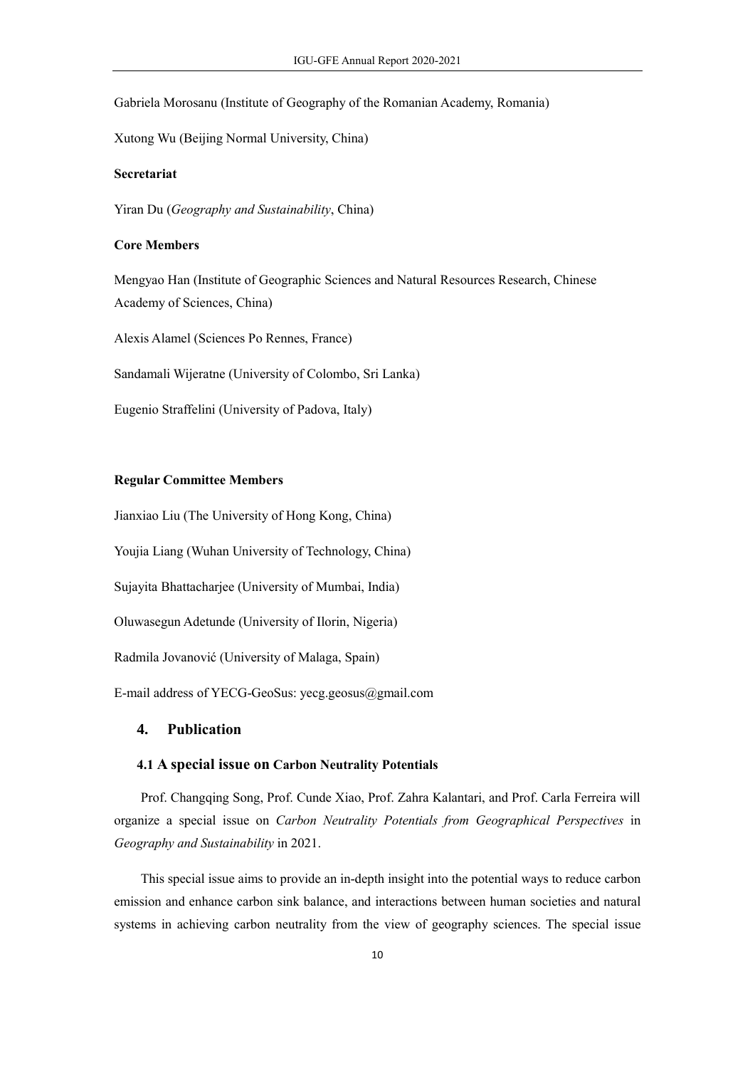Gabriela Morosanu (Institute of Geography of the Romanian Academy, Romania)

Xutong Wu (Beijing Normal University, China)

**Secretariat**

Yiran Du (*Geography and Sustainability*, China)

**Core Members**

Mengyao Han (Institute of Geographic Sciences and Natural Resources Research, Chinese Academy of Sciences, China)

Alexis Alamel (Sciences Po Rennes, France)

Sandamali Wijeratne (University of Colombo, Sri Lanka)

Eugenio Straffelini (University of Padova, Italy)

**Regular Committee Members**

Jianxiao Liu (The University of Hong Kong, China)

Youjia Liang (Wuhan University of Technology, China)

Sujayita Bhattacharjee (University of Mumbai, India)

Oluwasegun Adetunde (University of Ilorin, Nigeria)

Radmila Jovanović (University of Malaga, Spain)

E-mail address of YECG-GeoSus: yecg.geosus@gmail.com

## 4. Publication

### 4.1 A special issue on Carbon Neutrality Potentials

Prof. Changqing Song, Prof. Cunde Xiao, Prof. Zahra Kalantari, and Prof. Carla Ferreira will organize a special issue on *Carbon Neutrality Potentials from Geographical Perspectives* in *Geography and Sustainability* in 2021.

This special issue aims to provide an in-depth insight into the potential ways to reduce carbon emission and enhance carbon sink balance, and interactions between human societies and natural systems in achieving carbon neutrality from the view of geography sciences. The special issue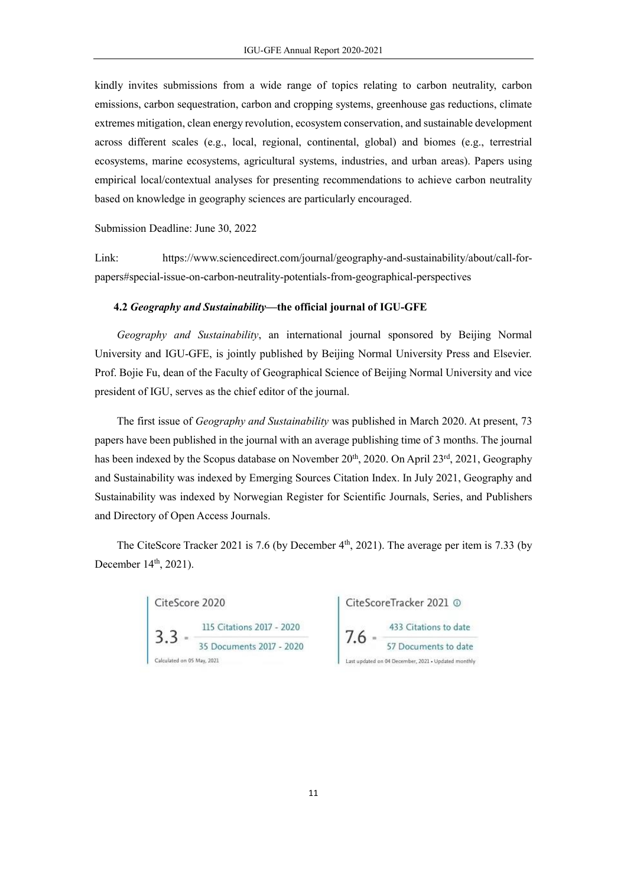kindly invites submissions from a wide range of topics relating to carbon neutrality, carbon emissions, carbon sequestration, carbon and cropping systems, greenhouse gas reductions, climate extremes mitigation, clean energy revolution, ecosystem conservation, and sustainable development across different scales (e.g., local, regional, continental, global) and biomes (e.g., terrestrial ecosystems, marine ecosystems, agricultural systems, industries, and urban areas). Papers using empirical local/contextual analyses for presenting recommendations to achieve carbon neutrality based on knowledge in geography sciences are particularly encouraged.

Submission Deadline: June 30, 2022

Link: https://www.sciencedirect.com/journal/geography-and-sustainability/about/call-for-papers#special-issue-on-carbon-neutrality-potentials-from-geographical-perspectives

### 4.2 *Geography and Sustainability*—the official journal of IGU-GFE

*Geography and Sustainability*, an international journal sponsored by Beijing Normal University and IGU-GFE, is jointly published by Beijing Normal University Press and Elsevier. Prof. Bojie Fu, dean of the Faculty of Geographical Science of Beijing Normal University and vice president of IGU, serves as the chief editor of the journal.

The first issue of *Geography and Sustainability* was published in March 2020. At present, 73 papers have been published in the journal with an average publishing time of 3 months. The journal has been indexed by the Scopus database on November 20th, 2020. On April 23rd, 2021, Geography and Sustainability was indexed by Emerging Sources Citation Index. In July 2021, Geography and Sustainability was indexed by Norwegian Register for Scientific Journals, Series, and Publishers and Directory of Open Access Journals.

The CiteScore Tracker 2021 is 7.6 (by December 4th, 2021). The average per item is 7.33 (by December 14th, 2021).

CiteScore 2020

3.3 = 115 Citations 2017 - 2020 / 35 Documents 2017 - 2020

Calculated on 05 May, 2021

CiteScoreTracker 2021

7.6 = 433 Citations to date / 57 Documents to date

Last updated on 04 December, 2021 • Updated monthly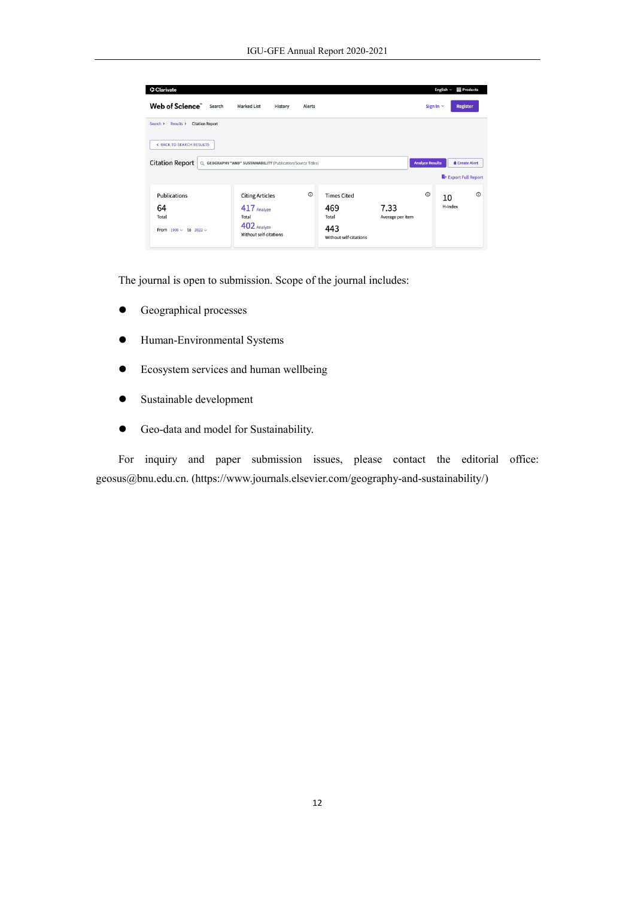Clarivate

Web of Science Search Marked List History Alerts

Citation Report GEOGRAPHY "AND" SUSTAINABILITY (Publication/Source Titles)

Publications
64
Total
From 1900 to 2022

Citing Articles
417 Analyze
Total
402 Analyze
Without self-citations

Times Cited
469
Total
7.33
Average per item
443
Without self-citations

10
H-Index

The journal is open to submission. Scope of the journal includes:

- Geographical processes
- Human-Environmental Systems
- Ecosystem services and human wellbeing
- Sustainable development
- Geo-data and model for Sustainability.

For inquiry and paper submission issues, please contact the editorial office: geosus@bnu.edu.cn. (https://www.journals.elsevier.com/geography-and-sustainability/)